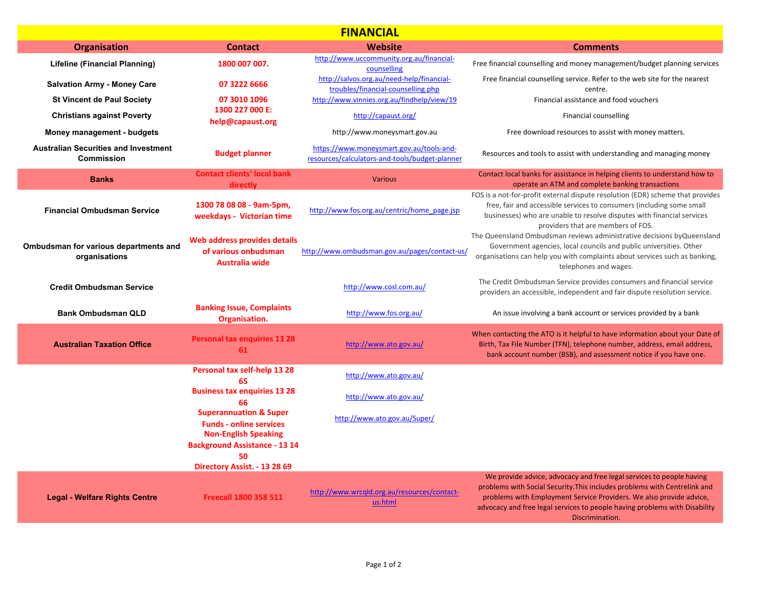# FINANCIAL

| Organisation | Contact | Website | Comments |
| --- | --- | --- | --- |
| Lifeline (Financial Planning) | 1800 007 007. | http://www.uccommunity.org.au/financial-counselling | Free financial counselling and money management/budget planning services |
| Salvation Army - Money Care | 07 3222 6666 | http://salvos.org.au/need-help/financial-troubles/financial-counselling.php | Free financial counselling service. Refer to the web site for the nearest centre. |
| St Vincent de Paul Society | 07 3010 1096 | http://www.vinnies.org.au/findhelp/view/19 | Financial assistance and food vouchers |
| Christians against Poverty | 1300 227 000 E: help@capaust.org | http://capaust.org/ | Financial counselling |
| Money management - budgets | | http://www.moneysmart.gov.au | Free download resources to assist with money matters. |
| Australian Securities and Investment Commission | Budget planner | https://www.moneysmart.gov.au/tools-and-resources/calculators-and-tools/budget-planner | Resources and tools to assist with understanding and managing money |
| Banks | Contact clients' local bank directly | Various | Contact local banks for assistance in helping clients to understand how to operate an ATM and complete banking transactions |
| Financial Ombudsman Service | 1300 78 08 08 - 9am-5pm, weekdays - Victorian time | http://www.fos.org.au/centric/home_page.jsp | FOS is a not-for-profit external dispute resolution (EDR) scheme that provides free, fair and accessible services to consumers (including some small businesses) who are unable to resolve disputes with financial services providers that are members of FOS. |
| Ombudsman for various departments and organisations | Web address provides details of various onbudsman Australia wide | http://www.ombudsman.gov.au/pages/contact-us/ | The Queensland Ombudsman reviews administrative decisions byQueensland Government agencies, local councils and public universities. Other organisations can help you with complaints about services such as banking, telephones and wages. |
| Credit Ombudsman Service | | http://www.cosl.com.au/ | The Credit Ombudsman Service provides consumers and financial service providers an accessible, independent and fair dispute resolution service. |
| Bank Ombudsman QLD | Banking Issue, Complaints Organisation. | http://www.fos.org.au/ | An issue involving a bank account or services provided by a bank |
| Australian Taxation Office | Personal tax enquiries 13 28 61 | http://www.ato.gov.au/ | When contacting the ATO is it helpful to have information about your Date of Birth, Tax File Number (TFN), telephone number, address, email address, bank account number (BSB), and assessment notice if you have one. |
| | Personal tax self-help 13 28 65 | http://www.ato.gov.au/ | |
| | Business tax enquiries 13 28 66 | http://www.ato.gov.au/ | |
| | Superannuation & Super Funds - online services | http://www.ato.gov.au/Super/ | |
| | Non-English Speaking Background Assistance - 13 14 50 | | |
| | Directory Assist. - 13 28 69 | | |
| Legal - Welfare Rights Centre | Freecall 1800 358 511 | http://www.wrcqld.org.au/resources/contact-us.html | We provide advice, advocacy and free legal services to people having problems with Social Security.This includes problems with Centrelink and problems with Employment Service Providers. We also provide advice, advocacy and free legal services to people having problems with Disability Discrimination. |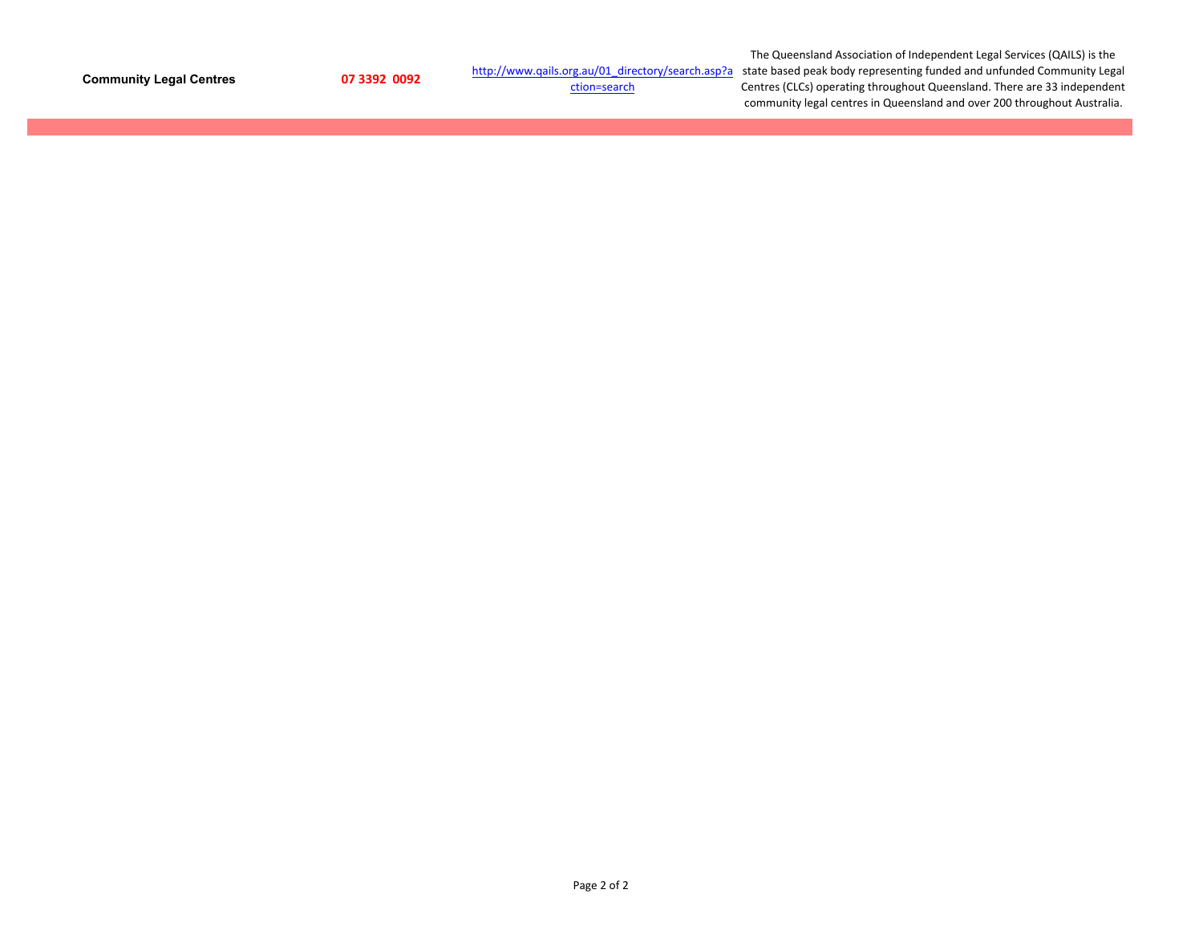| | | | |
|---|---|---|---|
| **Community Legal Centres** | **07 3392 0092** | http://www.qails.org.au/01_directory/search.asp?action=search | The Queensland Association of Independent Legal Services (QAILS) is the state based peak body representing funded and unfunded Community Legal Centres (CLCs) operating throughout Queensland. There are 33 independent community legal centres in Queensland and over 200 throughout Australia. |